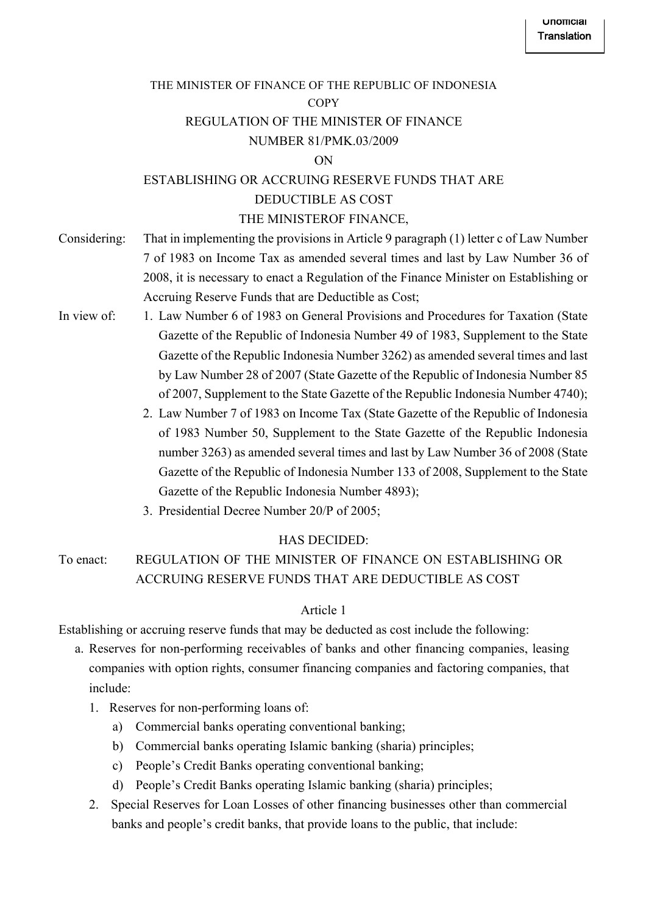Unofficial Translation

THE MINISTER OF FINANCE OF THE REPUBLIC OF INDONESIA

COPY

# REGULATION OF THE MINISTER OF FINANCE
# NUMBER 81/PMK.03/2009
# ON
# ESTABLISHING OR ACCRUING RESERVE FUNDS THAT ARE DEDUCTIBLE AS COST

THE MINISTEROF FINANCE,

Considering: That in implementing the provisions in Article 9 paragraph (1) letter c of Law Number 7 of 1983 on Income Tax as amended several times and last by Law Number 36 of 2008, it is necessary to enact a Regulation of the Finance Minister on Establishing or Accruing Reserve Funds that are Deductible as Cost;

In view of:
1. Law Number 6 of 1983 on General Provisions and Procedures for Taxation (State Gazette of the Republic of Indonesia Number 49 of 1983, Supplement to the State Gazette of the Republic Indonesia Number 3262) as amended several times and last by Law Number 28 of 2007 (State Gazette of the Republic of Indonesia Number 85 of 2007, Supplement to the State Gazette of the Republic Indonesia Number 4740);
2. Law Number 7 of 1983 on Income Tax (State Gazette of the Republic of Indonesia of 1983 Number 50, Supplement to the State Gazette of the Republic Indonesia number 3263) as amended several times and last by Law Number 36 of 2008 (State Gazette of the Republic of Indonesia Number 133 of 2008, Supplement to the State Gazette of the Republic Indonesia Number 4893);
3. Presidential Decree Number 20/P of 2005;

HAS DECIDED:

To enact: REGULATION OF THE MINISTER OF FINANCE ON ESTABLISHING OR ACCRUING RESERVE FUNDS THAT ARE DEDUCTIBLE AS COST

## Article 1

Establishing or accruing reserve funds that may be deducted as cost include the following:

a. Reserves for non-performing receivables of banks and other financing companies, leasing companies with option rights, consumer financing companies and factoring companies, that include:
   1. Reserves for non-performing loans of:
      a) Commercial banks operating conventional banking;
      b) Commercial banks operating Islamic banking (sharia) principles;
      c) People's Credit Banks operating conventional banking;
      d) People's Credit Banks operating Islamic banking (sharia) principles;
   2. Special Reserves for Loan Losses of other financing businesses other than commercial banks and people's credit banks, that provide loans to the public, that include: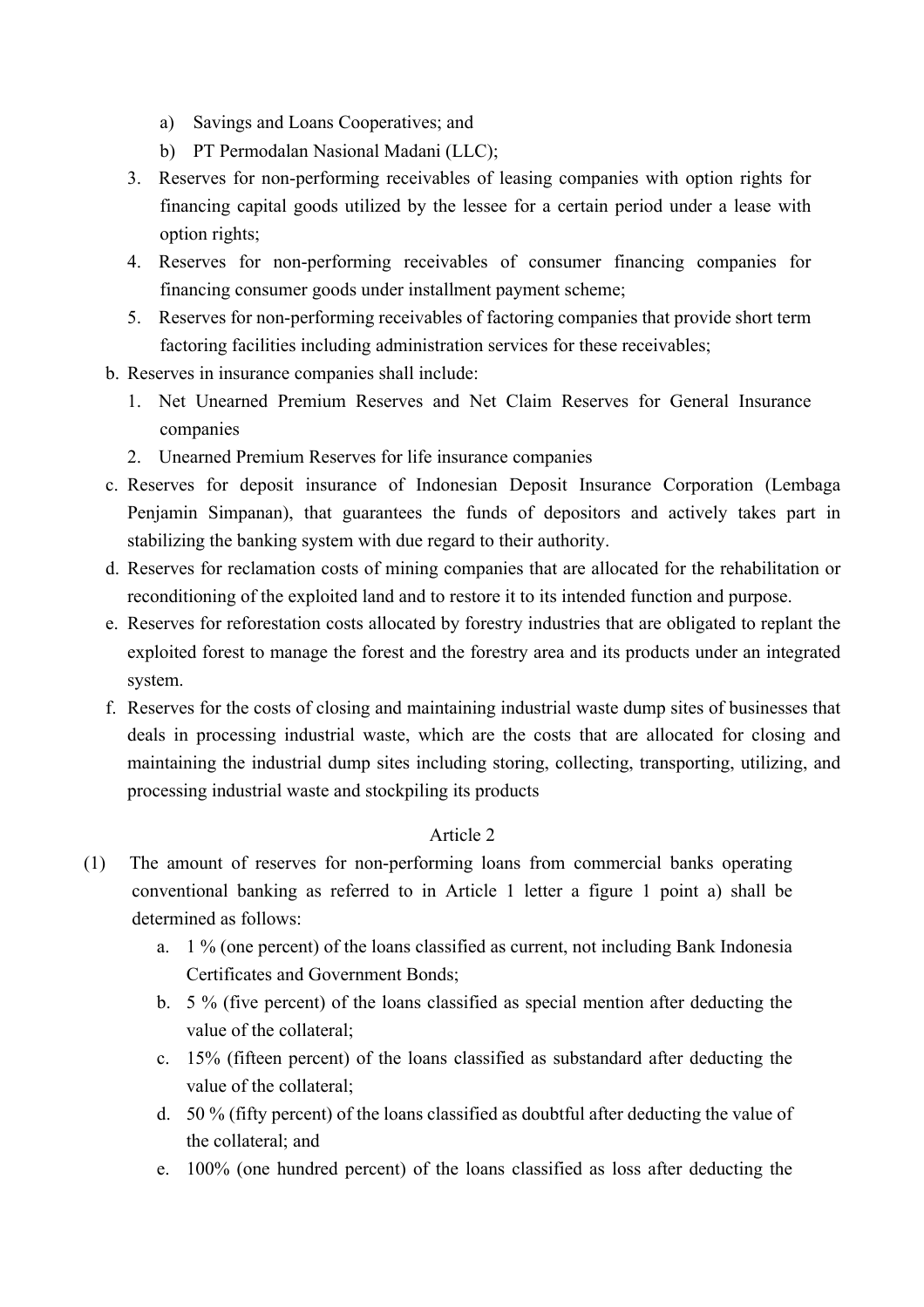a) Savings and Loans Cooperatives; and
b) PT Permodalan Nasional Madani (LLC);

3. Reserves for non-performing receivables of leasing companies with option rights for financing capital goods utilized by the lessee for a certain period under a lease with option rights;
4. Reserves for non-performing receivables of consumer financing companies for financing consumer goods under installment payment scheme;
5. Reserves for non-performing receivables of factoring companies that provide short term factoring facilities including administration services for these receivables;

b. Reserves in insurance companies shall include:
   1. Net Unearned Premium Reserves and Net Claim Reserves for General Insurance companies
   2. Unearned Premium Reserves for life insurance companies

c. Reserves for deposit insurance of Indonesian Deposit Insurance Corporation (Lembaga Penjamin Simpanan), that guarantees the funds of depositors and actively takes part in stabilizing the banking system with due regard to their authority.

d. Reserves for reclamation costs of mining companies that are allocated for the rehabilitation or reconditioning of the exploited land and to restore it to its intended function and purpose.

e. Reserves for reforestation costs allocated by forestry industries that are obligated to replant the exploited forest to manage the forest and the forestry area and its products under an integrated system.

f. Reserves for the costs of closing and maintaining industrial waste dump sites of businesses that deals in processing industrial waste, which are the costs that are allocated for closing and maintaining the industrial dump sites including storing, collecting, transporting, utilizing, and processing industrial waste and stockpiling its products

Article 2

(1) The amount of reserves for non-performing loans from commercial banks operating conventional banking as referred to in Article 1 letter a figure 1 point a) shall be determined as follows:
   a. 1 % (one percent) of the loans classified as current, not including Bank Indonesia Certificates and Government Bonds;
   b. 5 % (five percent) of the loans classified as special mention after deducting the value of the collateral;
   c. 15% (fifteen percent) of the loans classified as substandard after deducting the value of the collateral;
   d. 50 % (fifty percent) of the loans classified as doubtful after deducting the value of the collateral; and
   e. 100% (one hundred percent) of the loans classified as loss after deducting the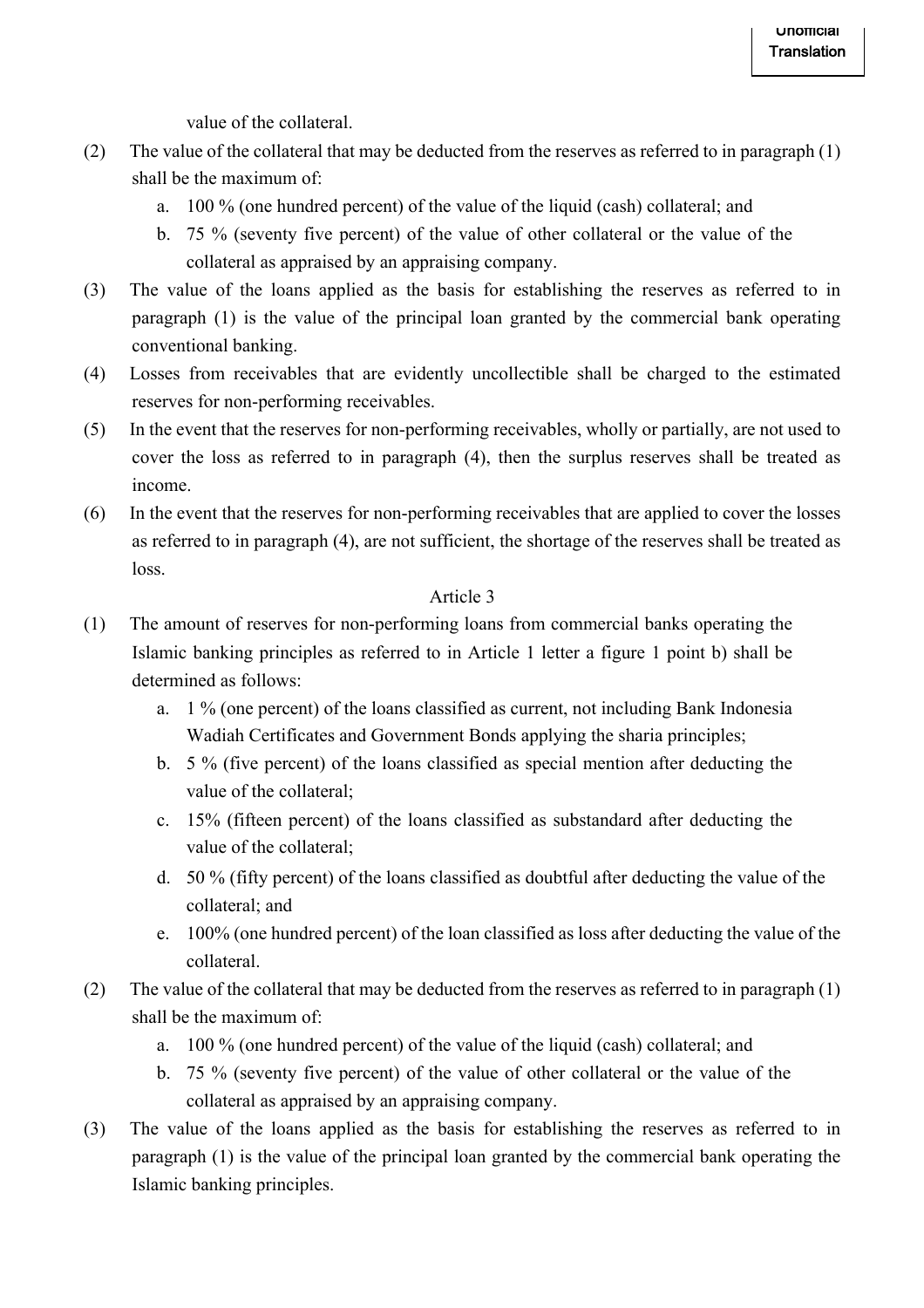value of the collateral.

(2) The value of the collateral that may be deducted from the reserves as referred to in paragraph (1) shall be the maximum of:

a. 100 % (one hundred percent) of the value of the liquid (cash) collateral; and
b. 75 % (seventy five percent) of the value of other collateral or the value of the collateral as appraised by an appraising company.

(3) The value of the loans applied as the basis for establishing the reserves as referred to in paragraph (1) is the value of the principal loan granted by the commercial bank operating conventional banking.

(4) Losses from receivables that are evidently uncollectible shall be charged to the estimated reserves for non-performing receivables.

(5) In the event that the reserves for non-performing receivables, wholly or partially, are not used to cover the loss as referred to in paragraph (4), then the surplus reserves shall be treated as income.

(6) In the event that the reserves for non-performing receivables that are applied to cover the losses as referred to in paragraph (4), are not sufficient, the shortage of the reserves shall be treated as loss.

Article 3

(1) The amount of reserves for non-performing loans from commercial banks operating the Islamic banking principles as referred to in Article 1 letter a figure 1 point b) shall be determined as follows:

a. 1 % (one percent) of the loans classified as current, not including Bank Indonesia Wadiah Certificates and Government Bonds applying the sharia principles;
b. 5 % (five percent) of the loans classified as special mention after deducting the value of the collateral;
c. 15% (fifteen percent) of the loans classified as substandard after deducting the value of the collateral;
d. 50 % (fifty percent) of the loans classified as doubtful after deducting the value of the collateral; and
e. 100% (one hundred percent) of the loan classified as loss after deducting the value of the collateral.

(2) The value of the collateral that may be deducted from the reserves as referred to in paragraph (1) shall be the maximum of:

a. 100 % (one hundred percent) of the value of the liquid (cash) collateral; and
b. 75 % (seventy five percent) of the value of other collateral or the value of the collateral as appraised by an appraising company.

(3) The value of the loans applied as the basis for establishing the reserves as referred to in paragraph (1) is the value of the principal loan granted by the commercial bank operating the Islamic banking principles.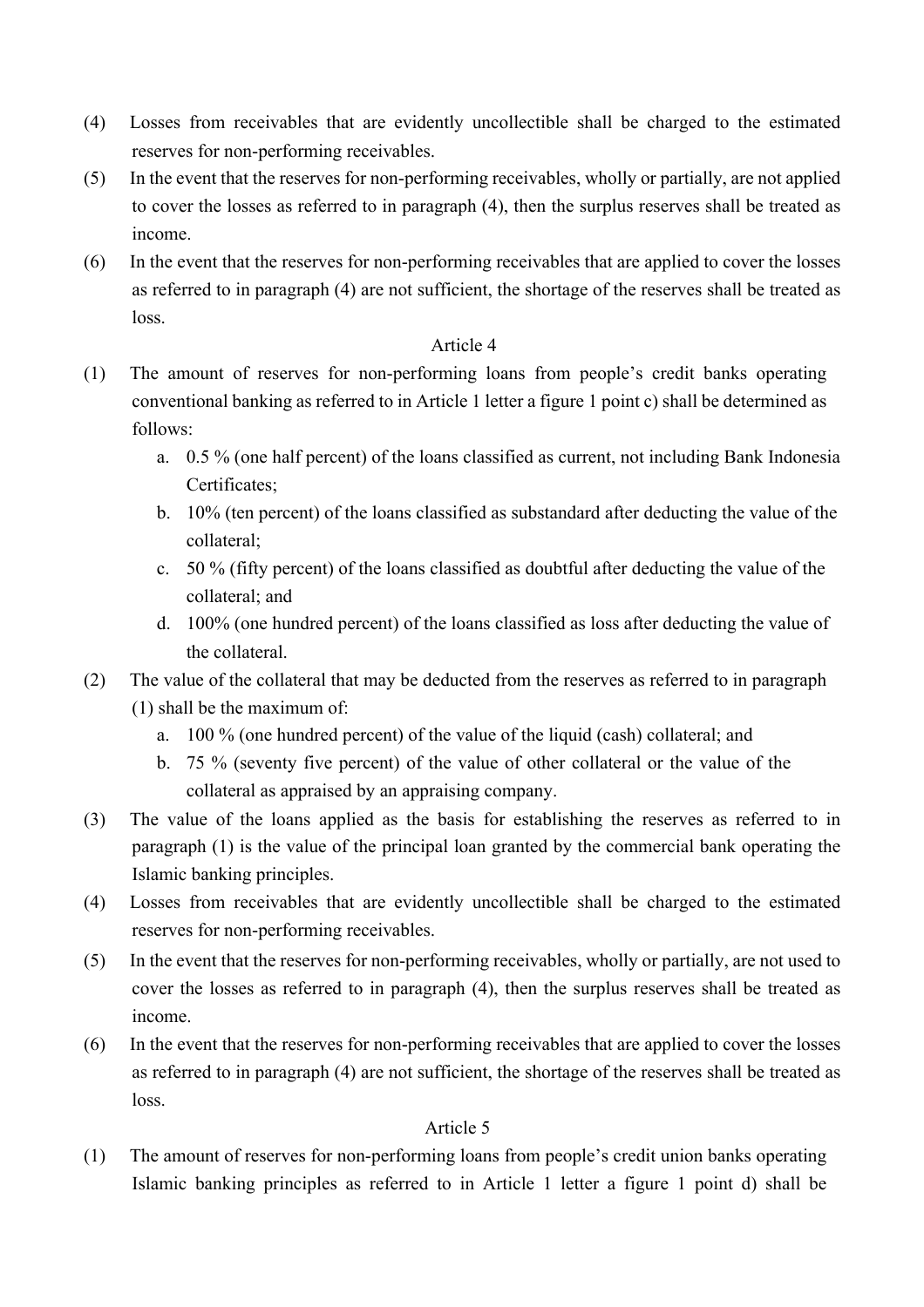(4) Losses from receivables that are evidently uncollectible shall be charged to the estimated reserves for non-performing receivables.

(5) In the event that the reserves for non-performing receivables, wholly or partially, are not applied to cover the losses as referred to in paragraph (4), then the surplus reserves shall be treated as income.

(6) In the event that the reserves for non-performing receivables that are applied to cover the losses as referred to in paragraph (4) are not sufficient, the shortage of the reserves shall be treated as loss.

Article 4

(1) The amount of reserves for non-performing loans from people's credit banks operating conventional banking as referred to in Article 1 letter a figure 1 point c) shall be determined as follows:
   a. 0.5 % (one half percent) of the loans classified as current, not including Bank Indonesia Certificates;
   b. 10% (ten percent) of the loans classified as substandard after deducting the value of the collateral;
   c. 50 % (fifty percent) of the loans classified as doubtful after deducting the value of the collateral; and
   d. 100% (one hundred percent) of the loans classified as loss after deducting the value of the collateral.

(2) The value of the collateral that may be deducted from the reserves as referred to in paragraph (1) shall be the maximum of:
   a. 100 % (one hundred percent) of the value of the liquid (cash) collateral; and
   b. 75 % (seventy five percent) of the value of other collateral or the value of the collateral as appraised by an appraising company.

(3) The value of the loans applied as the basis for establishing the reserves as referred to in paragraph (1) is the value of the principal loan granted by the commercial bank operating the Islamic banking principles.

(4) Losses from receivables that are evidently uncollectible shall be charged to the estimated reserves for non-performing receivables.

(5) In the event that the reserves for non-performing receivables, wholly or partially, are not used to cover the losses as referred to in paragraph (4), then the surplus reserves shall be treated as income.

(6) In the event that the reserves for non-performing receivables that are applied to cover the losses as referred to in paragraph (4) are not sufficient, the shortage of the reserves shall be treated as loss.

Article 5

(1) The amount of reserves for non-performing loans from people's credit union banks operating Islamic banking principles as referred to in Article 1 letter a figure 1 point d) shall be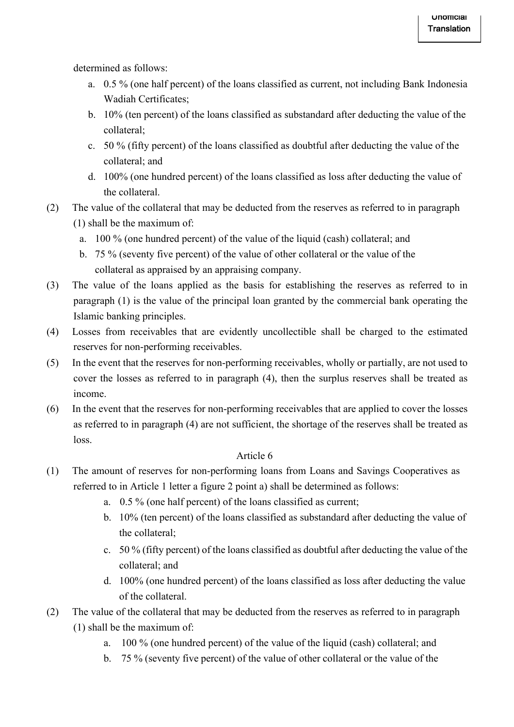determined as follows:

a. 0.5 % (one half percent) of the loans classified as current, not including Bank Indonesia Wadiah Certificates;
b. 10% (ten percent) of the loans classified as substandard after deducting the value of the collateral;
c. 50 % (fifty percent) of the loans classified as doubtful after deducting the value of the collateral; and
d. 100% (one hundred percent) of the loans classified as loss after deducting the value of the collateral.

(2) The value of the collateral that may be deducted from the reserves as referred to in paragraph (1) shall be the maximum of:

a. 100 % (one hundred percent) of the value of the liquid (cash) collateral; and
b. 75 % (seventy five percent) of the value of other collateral or the value of the collateral as appraised by an appraising company.

(3) The value of the loans applied as the basis for establishing the reserves as referred to in paragraph (1) is the value of the principal loan granted by the commercial bank operating the Islamic banking principles.

(4) Losses from receivables that are evidently uncollectible shall be charged to the estimated reserves for non-performing receivables.

(5) In the event that the reserves for non-performing receivables, wholly or partially, are not used to cover the losses as referred to in paragraph (4), then the surplus reserves shall be treated as income.

(6) In the event that the reserves for non-performing receivables that are applied to cover the losses as referred to in paragraph (4) are not sufficient, the shortage of the reserves shall be treated as loss.

Article 6

(1) The amount of reserves for non-performing loans from Loans and Savings Cooperatives as referred to in Article 1 letter a figure 2 point a) shall be determined as follows:

a. 0.5 % (one half percent) of the loans classified as current;
b. 10% (ten percent) of the loans classified as substandard after deducting the value of the collateral;
c. 50 % (fifty percent) of the loans classified as doubtful after deducting the value of the collateral; and
d. 100% (one hundred percent) of the loans classified as loss after deducting the value of the collateral.

(2) The value of the collateral that may be deducted from the reserves as referred to in paragraph (1) shall be the maximum of:

a. 100 % (one hundred percent) of the value of the liquid (cash) collateral; and
b. 75 % (seventy five percent) of the value of other collateral or the value of the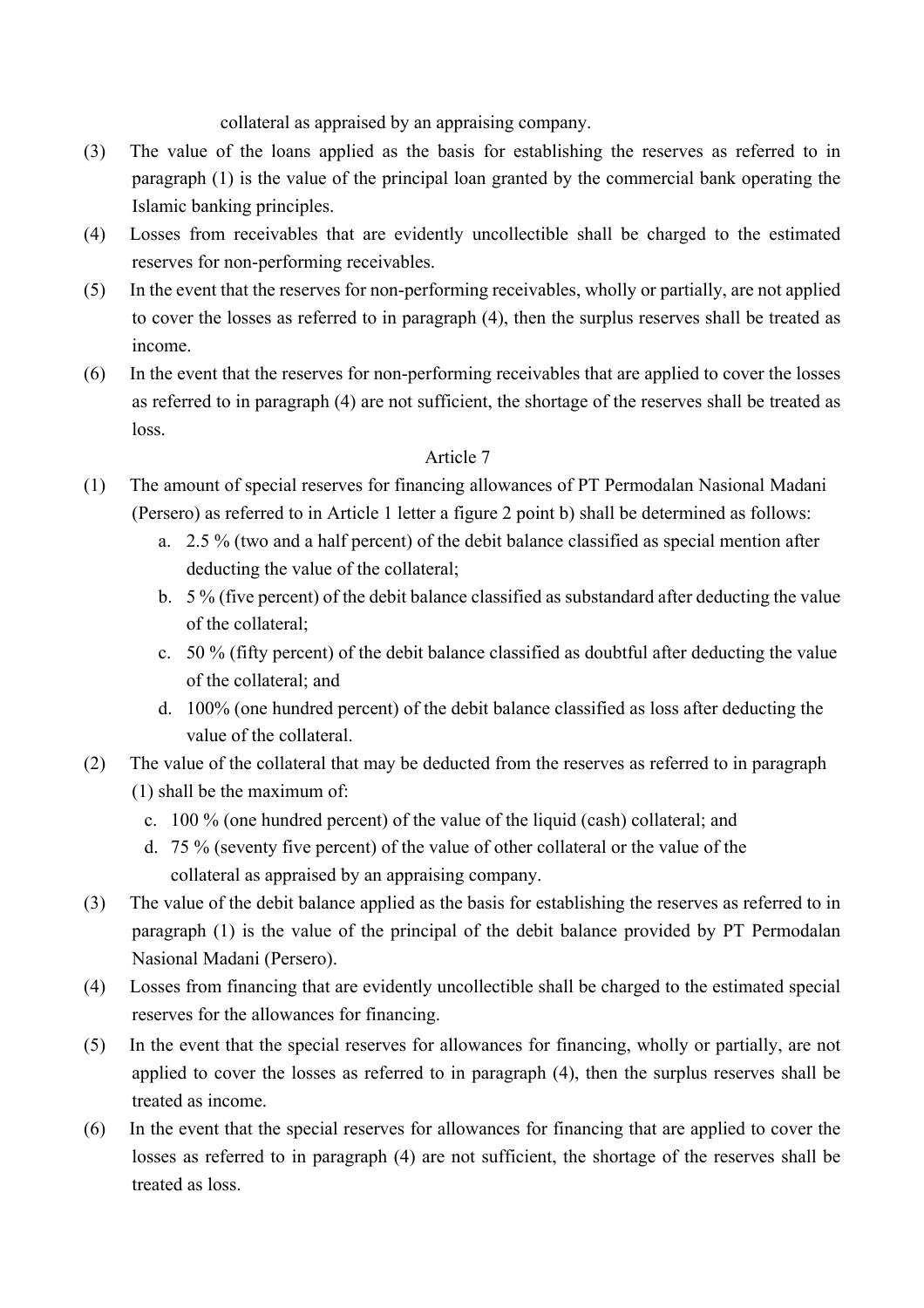collateral as appraised by an appraising company.

(3) The value of the loans applied as the basis for establishing the reserves as referred to in paragraph (1) is the value of the principal loan granted by the commercial bank operating the Islamic banking principles.

(4) Losses from receivables that are evidently uncollectible shall be charged to the estimated reserves for non-performing receivables.

(5) In the event that the reserves for non-performing receivables, wholly or partially, are not applied to cover the losses as referred to in paragraph (4), then the surplus reserves shall be treated as income.

(6) In the event that the reserves for non-performing receivables that are applied to cover the losses as referred to in paragraph (4) are not sufficient, the shortage of the reserves shall be treated as loss.

Article 7

(1) The amount of special reserves for financing allowances of PT Permodalan Nasional Madani (Persero) as referred to in Article 1 letter a figure 2 point b) shall be determined as follows:
   a. 2.5 % (two and a half percent) of the debit balance classified as special mention after deducting the value of the collateral;
   b. 5 % (five percent) of the debit balance classified as substandard after deducting the value of the collateral;
   c. 50 % (fifty percent) of the debit balance classified as doubtful after deducting the value of the collateral; and
   d. 100% (one hundred percent) of the debit balance classified as loss after deducting the value of the collateral.

(2) The value of the collateral that may be deducted from the reserves as referred to in paragraph (1) shall be the maximum of:
   c. 100 % (one hundred percent) of the value of the liquid (cash) collateral; and
   d. 75 % (seventy five percent) of the value of other collateral or the value of the collateral as appraised by an appraising company.

(3) The value of the debit balance applied as the basis for establishing the reserves as referred to in paragraph (1) is the value of the principal of the debit balance provided by PT Permodalan Nasional Madani (Persero).

(4) Losses from financing that are evidently uncollectible shall be charged to the estimated special reserves for the allowances for financing.

(5) In the event that the special reserves for allowances for financing, wholly or partially, are not applied to cover the losses as referred to in paragraph (4), then the surplus reserves shall be treated as income.

(6) In the event that the special reserves for allowances for financing that are applied to cover the losses as referred to in paragraph (4) are not sufficient, the shortage of the reserves shall be treated as loss.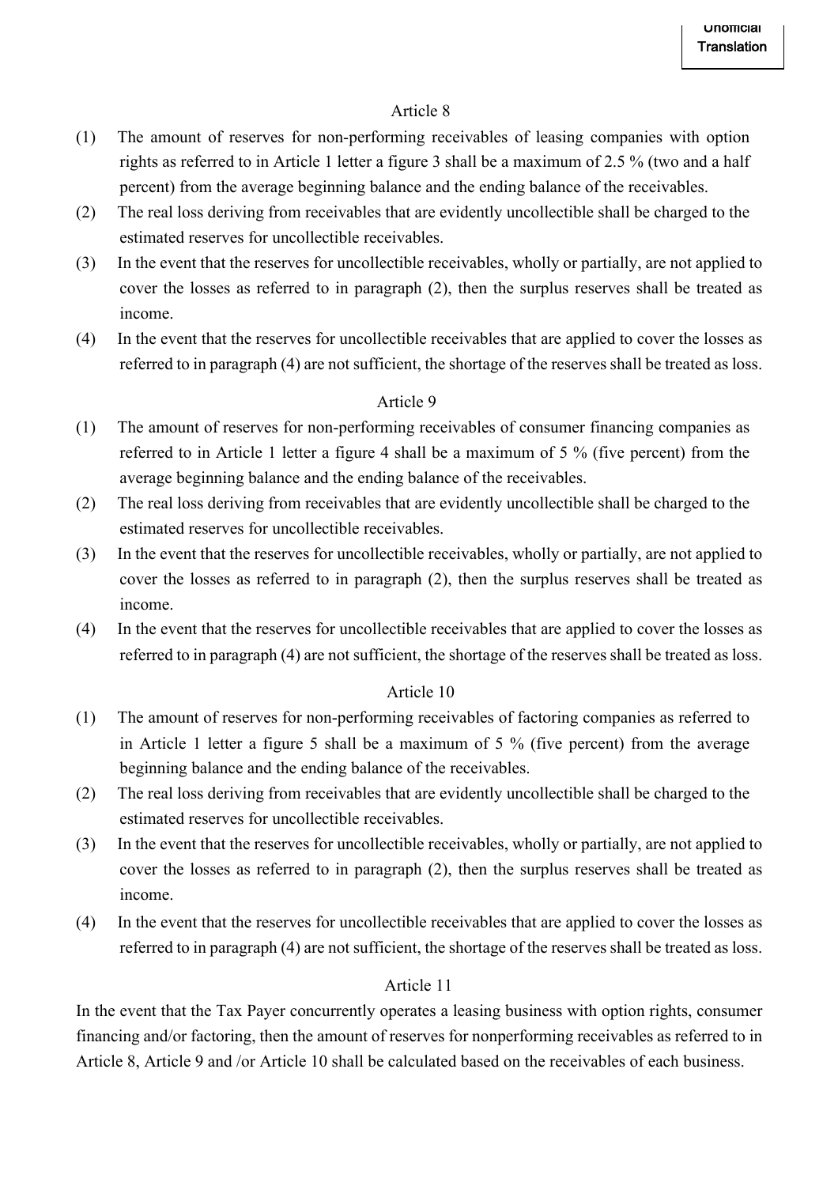### Article 8

(1) The amount of reserves for non-performing receivables of leasing companies with option rights as referred to in Article 1 letter a figure 3 shall be a maximum of 2.5 % (two and a half percent) from the average beginning balance and the ending balance of the receivables.

(2) The real loss deriving from receivables that are evidently uncollectible shall be charged to the estimated reserves for uncollectible receivables.

(3) In the event that the reserves for uncollectible receivables, wholly or partially, are not applied to cover the losses as referred to in paragraph (2), then the surplus reserves shall be treated as income.

(4) In the event that the reserves for uncollectible receivables that are applied to cover the losses as referred to in paragraph (4) are not sufficient, the shortage of the reserves shall be treated as loss.

### Article 9

(1) The amount of reserves for non-performing receivables of consumer financing companies as referred to in Article 1 letter a figure 4 shall be a maximum of 5 % (five percent) from the average beginning balance and the ending balance of the receivables.

(2) The real loss deriving from receivables that are evidently uncollectible shall be charged to the estimated reserves for uncollectible receivables.

(3) In the event that the reserves for uncollectible receivables, wholly or partially, are not applied to cover the losses as referred to in paragraph (2), then the surplus reserves shall be treated as income.

(4) In the event that the reserves for uncollectible receivables that are applied to cover the losses as referred to in paragraph (4) are not sufficient, the shortage of the reserves shall be treated as loss.

### Article 10

(1) The amount of reserves for non-performing receivables of factoring companies as referred to in Article 1 letter a figure 5 shall be a maximum of 5 % (five percent) from the average beginning balance and the ending balance of the receivables.

(2) The real loss deriving from receivables that are evidently uncollectible shall be charged to the estimated reserves for uncollectible receivables.

(3) In the event that the reserves for uncollectible receivables, wholly or partially, are not applied to cover the losses as referred to in paragraph (2), then the surplus reserves shall be treated as income.

(4) In the event that the reserves for uncollectible receivables that are applied to cover the losses as referred to in paragraph (4) are not sufficient, the shortage of the reserves shall be treated as loss.

### Article 11

In the event that the Tax Payer concurrently operates a leasing business with option rights, consumer financing and/or factoring, then the amount of reserves for nonperforming receivables as referred to in Article 8, Article 9 and /or Article 10 shall be calculated based on the receivables of each business.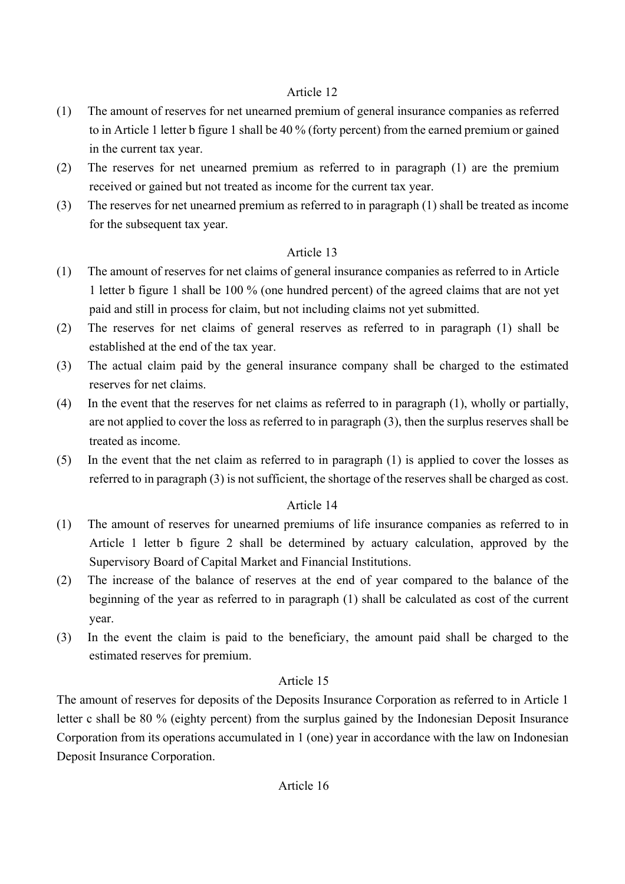Article 12

(1) The amount of reserves for net unearned premium of general insurance companies as referred to in Article 1 letter b figure 1 shall be 40 % (forty percent) from the earned premium or gained in the current tax year.

(2) The reserves for net unearned premium as referred to in paragraph (1) are the premium received or gained but not treated as income for the current tax year.

(3) The reserves for net unearned premium as referred to in paragraph (1) shall be treated as income for the subsequent tax year.

Article 13

(1) The amount of reserves for net claims of general insurance companies as referred to in Article 1 letter b figure 1 shall be 100 % (one hundred percent) of the agreed claims that are not yet paid and still in process for claim, but not including claims not yet submitted.

(2) The reserves for net claims of general reserves as referred to in paragraph (1) shall be established at the end of the tax year.

(3) The actual claim paid by the general insurance company shall be charged to the estimated reserves for net claims.

(4) In the event that the reserves for net claims as referred to in paragraph (1), wholly or partially, are not applied to cover the loss as referred to in paragraph (3), then the surplus reserves shall be treated as income.

(5) In the event that the net claim as referred to in paragraph (1) is applied to cover the losses as referred to in paragraph (3) is not sufficient, the shortage of the reserves shall be charged as cost.

Article 14

(1) The amount of reserves for unearned premiums of life insurance companies as referred to in Article 1 letter b figure 2 shall be determined by actuary calculation, approved by the Supervisory Board of Capital Market and Financial Institutions.

(2) The increase of the balance of reserves at the end of year compared to the balance of the beginning of the year as referred to in paragraph (1) shall be calculated as cost of the current year.

(3) In the event the claim is paid to the beneficiary, the amount paid shall be charged to the estimated reserves for premium.

Article 15

The amount of reserves for deposits of the Deposits Insurance Corporation as referred to in Article 1 letter c shall be 80 % (eighty percent) from the surplus gained by the Indonesian Deposit Insurance Corporation from its operations accumulated in 1 (one) year in accordance with the law on Indonesian Deposit Insurance Corporation.

Article 16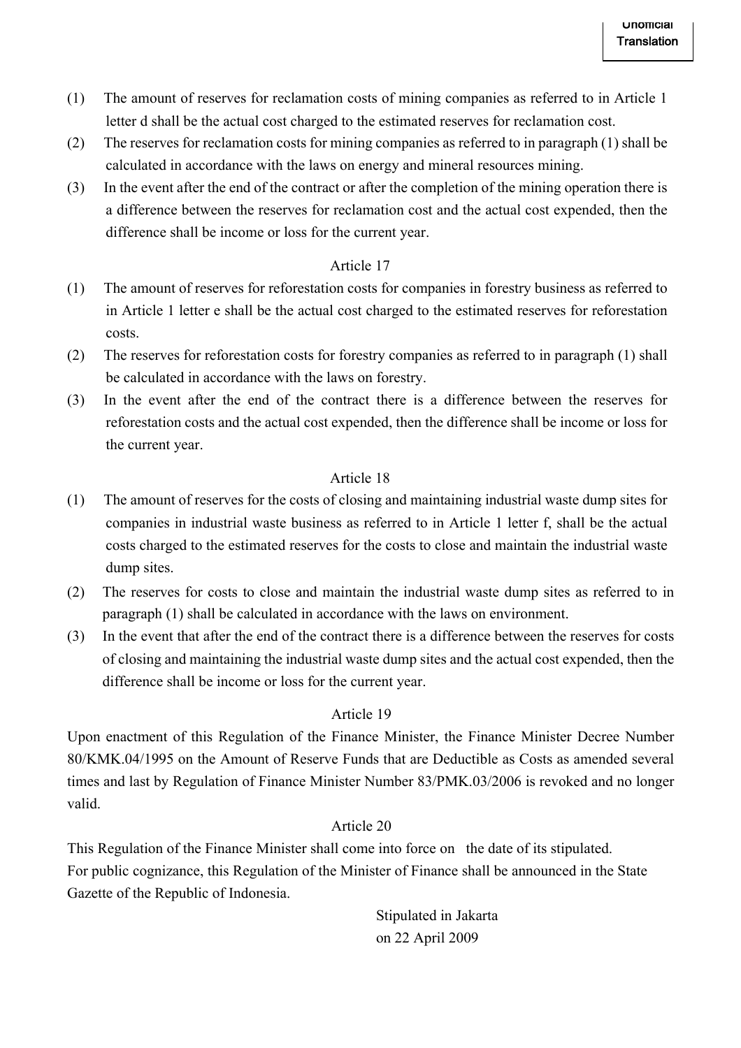(1) The amount of reserves for reclamation costs of mining companies as referred to in Article 1 letter d shall be the actual cost charged to the estimated reserves for reclamation cost.

(2) The reserves for reclamation costs for mining companies as referred to in paragraph (1) shall be calculated in accordance with the laws on energy and mineral resources mining.

(3) In the event after the end of the contract or after the completion of the mining operation there is a difference between the reserves for reclamation cost and the actual cost expended, then the difference shall be income or loss for the current year.

### Article 17

(1) The amount of reserves for reforestation costs for companies in forestry business as referred to in Article 1 letter e shall be the actual cost charged to the estimated reserves for reforestation costs.

(2) The reserves for reforestation costs for forestry companies as referred to in paragraph (1) shall be calculated in accordance with the laws on forestry.

(3) In the event after the end of the contract there is a difference between the reserves for reforestation costs and the actual cost expended, then the difference shall be income or loss for the current year.

### Article 18

(1) The amount of reserves for the costs of closing and maintaining industrial waste dump sites for companies in industrial waste business as referred to in Article 1 letter f, shall be the actual costs charged to the estimated reserves for the costs to close and maintain the industrial waste dump sites.

(2) The reserves for costs to close and maintain the industrial waste dump sites as referred to in paragraph (1) shall be calculated in accordance with the laws on environment.

(3) In the event that after the end of the contract there is a difference between the reserves for costs of closing and maintaining the industrial waste dump sites and the actual cost expended, then the difference shall be income or loss for the current year.

### Article 19

Upon enactment of this Regulation of the Finance Minister, the Finance Minister Decree Number 80/KMK.04/1995 on the Amount of Reserve Funds that are Deductible as Costs as amended several times and last by Regulation of Finance Minister Number 83/PMK.03/2006 is revoked and no longer valid.

### Article 20

This Regulation of the Finance Minister shall come into force on the date of its stipulated.
For public cognizance, this Regulation of the Minister of Finance shall be announced in the State Gazette of the Republic of Indonesia.

Stipulated in Jakarta
on 22 April 2009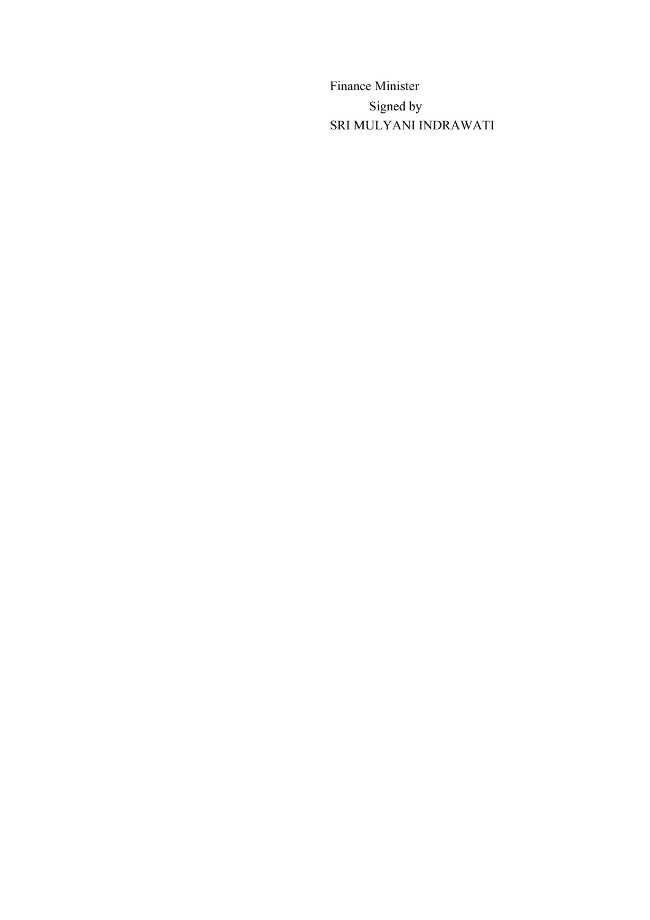Finance Minister

Signed by

SRI MULYANI INDRAWATI